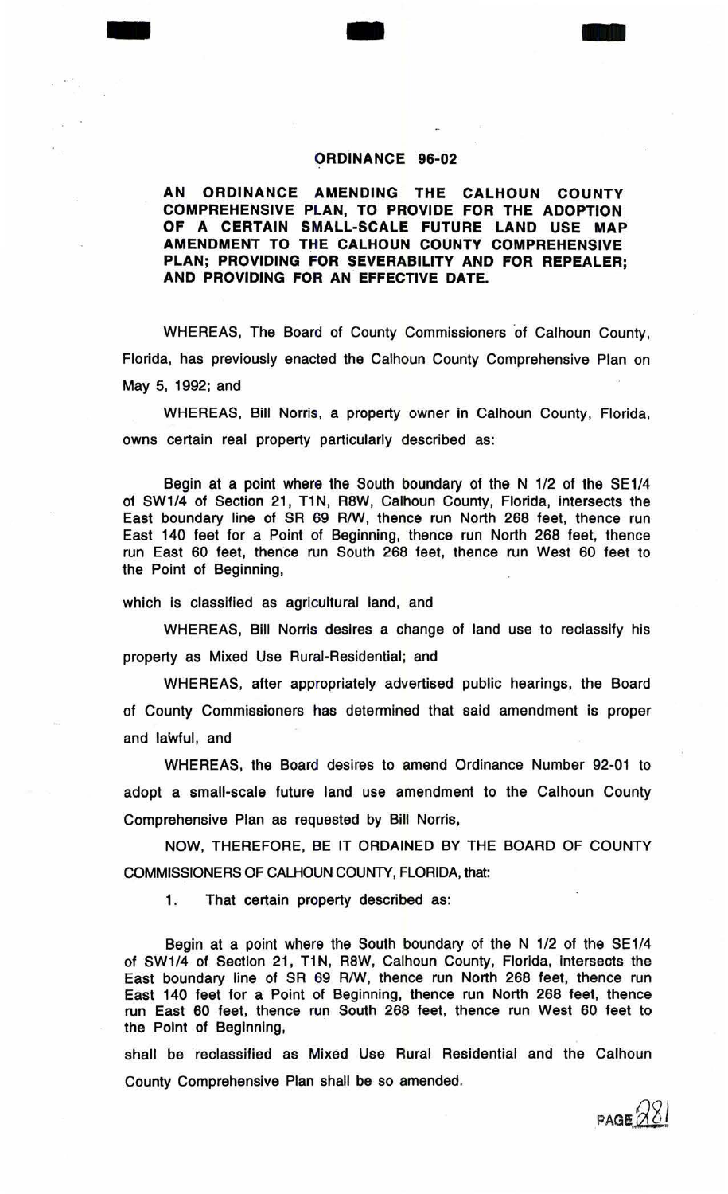# ORDINANCE 96-02

**AN ORDINANCE AMENDING THE CALHOUN COUNTY COMPREHENSIVE PLAN, TO PROVIDE FOR THE ADOPTION OF A CERTAIN SMALL-SCALE FUTURE LAND USE MAP AMENDMENT TO THE CALHOUN COUNTY COMPREHENSIVE PLAN; PROVIDING FOR SEVERABILITY AND FOR REPEALER; AND PROVIDING FOR AN EFFECTIVE DATE.**

WHEREAS, The Board of County Commissioners of Calhoun County, Florida, has previously enacted the Calhoun County Comprehensive Plan on May 5, 1992; and

WHEREAS, Bill Norris, a property owner in Calhoun County, Florida, owns certain real property particularly described as:

> Begin at a point where the South boundary of the N 1/2 of the SE1/4 of SW1/4 of Section 21, T1N, R8W, Calhoun County, Florida, intersects the East boundary line of SR 69 R/W, thence run North 268 feet, thence run East 140 feet for a Point of Beginning, thence run North 268 feet, thence run East 60 feet, thence run South 268 feet, thence run West 60 feet to the Point of Beginning,

which is classified as agricultural land, and

WHEREAS, Bill Norris desires a change of land use to reclassify his property as Mixed Use Rural-Residential; and

WHEREAS, after appropriately advertised public hearings, the Board of County Commissioners has determined that said amendment is proper and lawful, and

WHEREAS, the Board desires to amend Ordinance Number 92-01 to adopt a small-scale future land use amendment to the Calhoun County Comprehensive Plan as requested by Bill Norris,

NOW, THEREFORE, BE IT ORDAINED BY THE BOARD OF COUNTY COMMISSIONERS OF CALHOUN COUNTY, FLORIDA, that:

1. That certain property described as:

> Begin at a point where the South boundary of the N 1/2 of the SE1/4 of SW1/4 of Section 21, T1N, R8W, Calhoun County, Florida, intersects the East boundary line of SR 69 R/W, thence run North 268 feet, thence run East 140 feet for a Point of Beginning, thence run North 268 feet, thence run East 60 feet, thence run South 268 feet, thence run West 60 feet to the Point of Beginning,

shall be reclassified as Mixed Use Rural Residential and the Calhoun County Comprehensive Plan shall be so amended.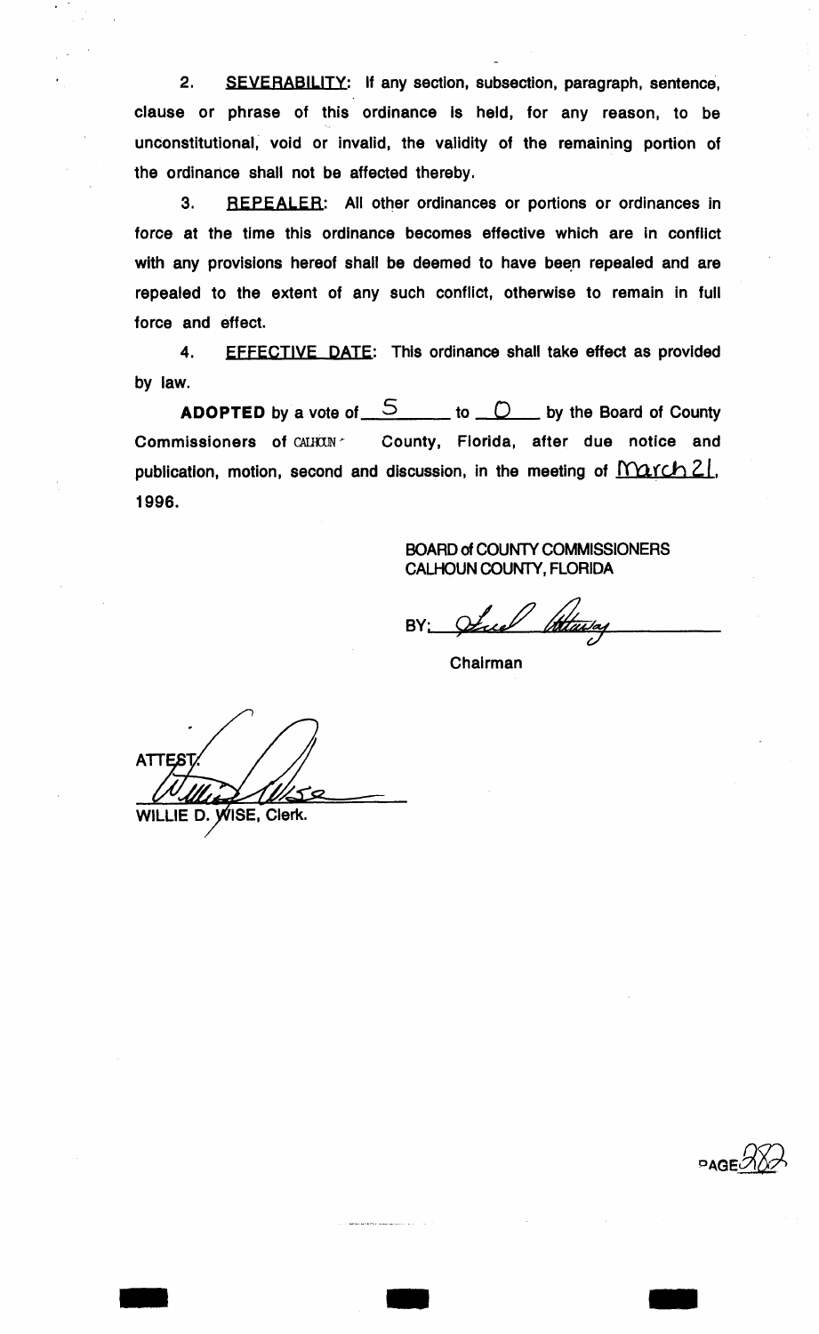2. <u>SEVERABILITY</u>: If any section, subsection, paragraph, sentence, clause or phrase of this ordinance is held, for any reason, to be unconstitutional, void or invalid, the validity of the remaining portion of the ordinance shall not be affected thereby.

3. <u>REPEALER</u>: All other ordinances or portions or ordinances in force at the time this ordinance becomes effective which are in conflict with any provisions hereof shall be deemed to have been repealed and are repealed to the extent of any such conflict, otherwise to remain in full force and effect.

4. <u>EFFECTIVE DATE</u>: This ordinance shall take effect as provided by law.

**ADOPTED** by a vote of 5 to 0 by the Board of County Commissioners of CALHOUN County, Florida, after due notice and publication, motion, second and discussion, in the meeting of March 21, 1996.

BOARD of COUNTY COMMISSIONERS
CALHOUN COUNTY, FLORIDA

BY: _______________
Chairman

ATTEST:
_______________
WILLIE D. WISE, Clerk.